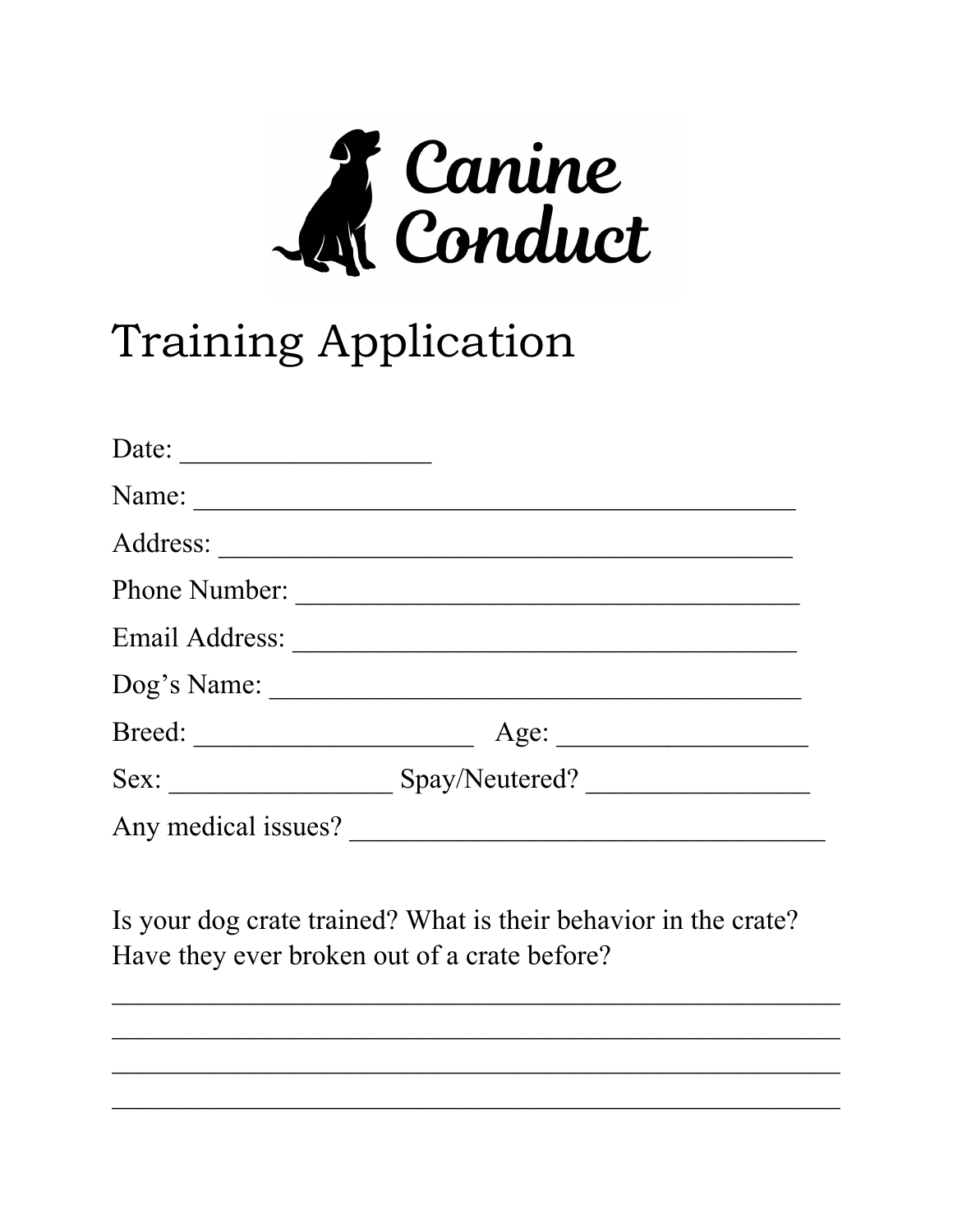# Canine Conduct

## Training Application

Date: ___________________

Name: _____________________________________________

Address: ___________________________________________

Phone Number: ______________________________________

Email Address: ______________________________________

Dog's Name: ________________________________________

Breed: _____________________ Age: ___________________

Sex: _________________ Spay/Neutered? _________________

Any medical issues? ____________________________________

Is your dog crate trained? What is their behavior in the crate? Have they ever broken out of a crate before?

_______________________________________________________

_______________________________________________________

_______________________________________________________

_______________________________________________________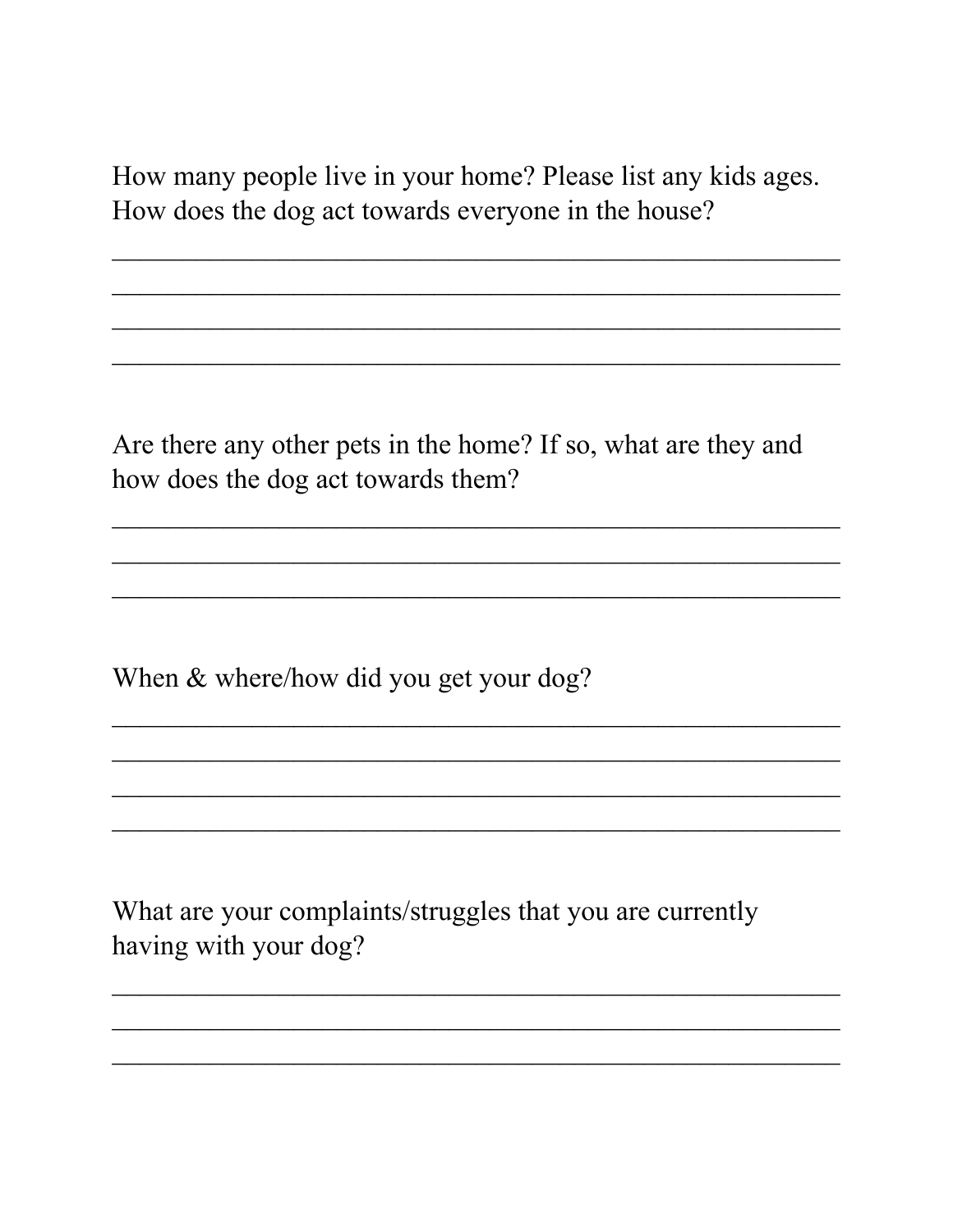How many people live in your home? Please list any kids ages. How does the dog act towards everyone in the house?

\_\_\_\_\_\_\_\_\_\_\_\_\_\_\_\_\_\_\_\_\_\_\_\_\_\_\_\_\_\_\_\_\_\_\_\_\_\_\_\_\_\_\_\_\_\_\_\_\_\_\_\_

\_\_\_\_\_\_\_\_\_\_\_\_\_\_\_\_\_\_\_\_\_\_\_\_\_\_\_\_\_\_\_\_\_\_\_\_\_\_\_\_\_\_\_\_\_\_\_\_\_\_\_\_

\_\_\_\_\_\_\_\_\_\_\_\_\_\_\_\_\_\_\_\_\_\_\_\_\_\_\_\_\_\_\_\_\_\_\_\_\_\_\_\_\_\_\_\_\_\_\_\_\_\_\_\_

\_\_\_\_\_\_\_\_\_\_\_\_\_\_\_\_\_\_\_\_\_\_\_\_\_\_\_\_\_\_\_\_\_\_\_\_\_\_\_\_\_\_\_\_\_\_\_\_\_\_\_\_

Are there any other pets in the home? If so, what are they and how does the dog act towards them?

\_\_\_\_\_\_\_\_\_\_\_\_\_\_\_\_\_\_\_\_\_\_\_\_\_\_\_\_\_\_\_\_\_\_\_\_\_\_\_\_\_\_\_\_\_\_\_\_\_\_\_\_

\_\_\_\_\_\_\_\_\_\_\_\_\_\_\_\_\_\_\_\_\_\_\_\_\_\_\_\_\_\_\_\_\_\_\_\_\_\_\_\_\_\_\_\_\_\_\_\_\_\_\_\_

\_\_\_\_\_\_\_\_\_\_\_\_\_\_\_\_\_\_\_\_\_\_\_\_\_\_\_\_\_\_\_\_\_\_\_\_\_\_\_\_\_\_\_\_\_\_\_\_\_\_\_\_

When & where/how did you get your dog?

\_\_\_\_\_\_\_\_\_\_\_\_\_\_\_\_\_\_\_\_\_\_\_\_\_\_\_\_\_\_\_\_\_\_\_\_\_\_\_\_\_\_\_\_\_\_\_\_\_\_\_\_

\_\_\_\_\_\_\_\_\_\_\_\_\_\_\_\_\_\_\_\_\_\_\_\_\_\_\_\_\_\_\_\_\_\_\_\_\_\_\_\_\_\_\_\_\_\_\_\_\_\_\_\_

\_\_\_\_\_\_\_\_\_\_\_\_\_\_\_\_\_\_\_\_\_\_\_\_\_\_\_\_\_\_\_\_\_\_\_\_\_\_\_\_\_\_\_\_\_\_\_\_\_\_\_\_

\_\_\_\_\_\_\_\_\_\_\_\_\_\_\_\_\_\_\_\_\_\_\_\_\_\_\_\_\_\_\_\_\_\_\_\_\_\_\_\_\_\_\_\_\_\_\_\_\_\_\_\_

What are your complaints/struggles that you are currently having with your dog?

\_\_\_\_\_\_\_\_\_\_\_\_\_\_\_\_\_\_\_\_\_\_\_\_\_\_\_\_\_\_\_\_\_\_\_\_\_\_\_\_\_\_\_\_\_\_\_\_\_\_\_\_

\_\_\_\_\_\_\_\_\_\_\_\_\_\_\_\_\_\_\_\_\_\_\_\_\_\_\_\_\_\_\_\_\_\_\_\_\_\_\_\_\_\_\_\_\_\_\_\_\_\_\_\_

\_\_\_\_\_\_\_\_\_\_\_\_\_\_\_\_\_\_\_\_\_\_\_\_\_\_\_\_\_\_\_\_\_\_\_\_\_\_\_\_\_\_\_\_\_\_\_\_\_\_\_\_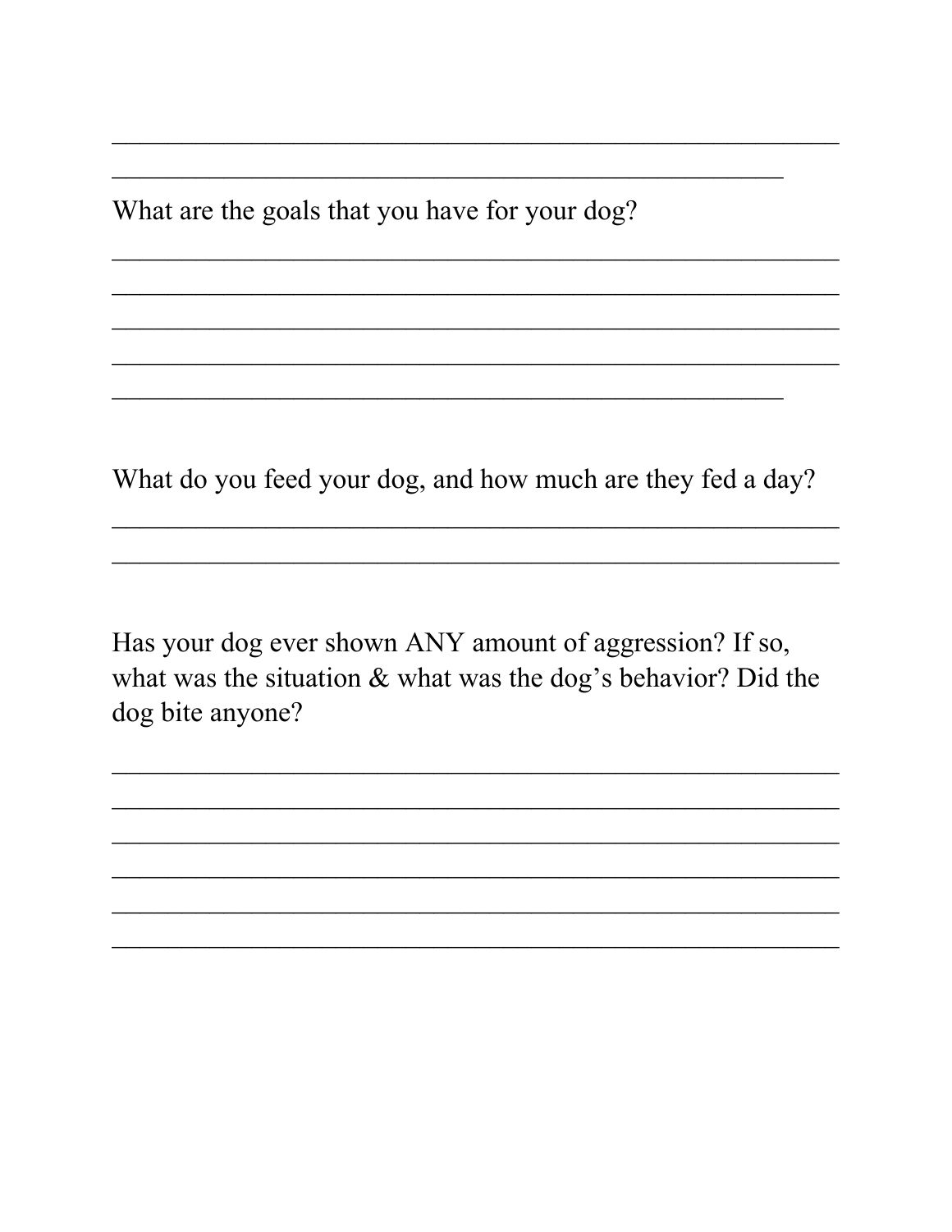________________________________________________________
____________________________________________________

What are the goals that you have for your dog?

________________________________________________________
________________________________________________________
________________________________________________________
________________________________________________________
____________________________________________________

What do you feed your dog, and how much are they fed a day?

________________________________________________________
________________________________________________________

Has your dog ever shown ANY amount of aggression? If so, what was the situation & what was the dog's behavior? Did the dog bite anyone?

________________________________________________________
________________________________________________________
________________________________________________________
________________________________________________________
________________________________________________________
________________________________________________________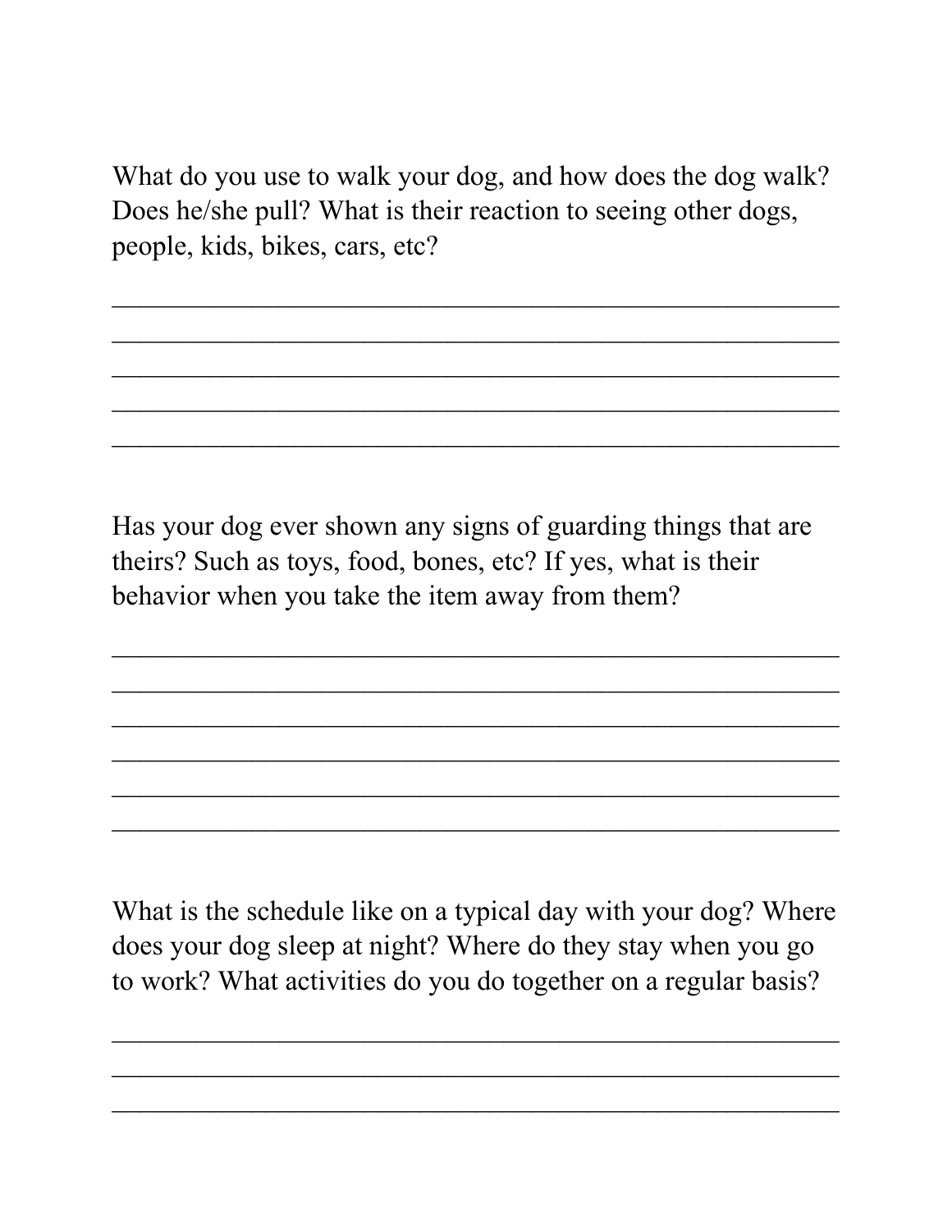What do you use to walk your dog, and how does the dog walk? Does he/she pull? What is their reaction to seeing other dogs, people, kids, bikes, cars, etc?

\_\_\_\_\_\_\_\_\_\_\_\_\_\_\_\_\_\_\_\_\_\_\_\_\_\_\_\_\_\_\_\_\_\_\_\_\_\_\_\_\_\_\_\_\_\_\_\_\_\_\_\_\_\_

\_\_\_\_\_\_\_\_\_\_\_\_\_\_\_\_\_\_\_\_\_\_\_\_\_\_\_\_\_\_\_\_\_\_\_\_\_\_\_\_\_\_\_\_\_\_\_\_\_\_\_\_\_\_

\_\_\_\_\_\_\_\_\_\_\_\_\_\_\_\_\_\_\_\_\_\_\_\_\_\_\_\_\_\_\_\_\_\_\_\_\_\_\_\_\_\_\_\_\_\_\_\_\_\_\_\_\_\_

\_\_\_\_\_\_\_\_\_\_\_\_\_\_\_\_\_\_\_\_\_\_\_\_\_\_\_\_\_\_\_\_\_\_\_\_\_\_\_\_\_\_\_\_\_\_\_\_\_\_\_\_\_\_

\_\_\_\_\_\_\_\_\_\_\_\_\_\_\_\_\_\_\_\_\_\_\_\_\_\_\_\_\_\_\_\_\_\_\_\_\_\_\_\_\_\_\_\_\_\_\_\_\_\_\_\_\_\_

Has your dog ever shown any signs of guarding things that are theirs? Such as toys, food, bones, etc? If yes, what is their behavior when you take the item away from them?

\_\_\_\_\_\_\_\_\_\_\_\_\_\_\_\_\_\_\_\_\_\_\_\_\_\_\_\_\_\_\_\_\_\_\_\_\_\_\_\_\_\_\_\_\_\_\_\_\_\_\_\_\_\_

\_\_\_\_\_\_\_\_\_\_\_\_\_\_\_\_\_\_\_\_\_\_\_\_\_\_\_\_\_\_\_\_\_\_\_\_\_\_\_\_\_\_\_\_\_\_\_\_\_\_\_\_\_\_

\_\_\_\_\_\_\_\_\_\_\_\_\_\_\_\_\_\_\_\_\_\_\_\_\_\_\_\_\_\_\_\_\_\_\_\_\_\_\_\_\_\_\_\_\_\_\_\_\_\_\_\_\_\_

\_\_\_\_\_\_\_\_\_\_\_\_\_\_\_\_\_\_\_\_\_\_\_\_\_\_\_\_\_\_\_\_\_\_\_\_\_\_\_\_\_\_\_\_\_\_\_\_\_\_\_\_\_\_

\_\_\_\_\_\_\_\_\_\_\_\_\_\_\_\_\_\_\_\_\_\_\_\_\_\_\_\_\_\_\_\_\_\_\_\_\_\_\_\_\_\_\_\_\_\_\_\_\_\_\_\_\_\_

\_\_\_\_\_\_\_\_\_\_\_\_\_\_\_\_\_\_\_\_\_\_\_\_\_\_\_\_\_\_\_\_\_\_\_\_\_\_\_\_\_\_\_\_\_\_\_\_\_\_\_\_\_\_

What is the schedule like on a typical day with your dog? Where does your dog sleep at night? Where do they stay when you go to work? What activities do you do together on a regular basis?

\_\_\_\_\_\_\_\_\_\_\_\_\_\_\_\_\_\_\_\_\_\_\_\_\_\_\_\_\_\_\_\_\_\_\_\_\_\_\_\_\_\_\_\_\_\_\_\_\_\_\_\_\_\_

\_\_\_\_\_\_\_\_\_\_\_\_\_\_\_\_\_\_\_\_\_\_\_\_\_\_\_\_\_\_\_\_\_\_\_\_\_\_\_\_\_\_\_\_\_\_\_\_\_\_\_\_\_\_

\_\_\_\_\_\_\_\_\_\_\_\_\_\_\_\_\_\_\_\_\_\_\_\_\_\_\_\_\_\_\_\_\_\_\_\_\_\_\_\_\_\_\_\_\_\_\_\_\_\_\_\_\_\_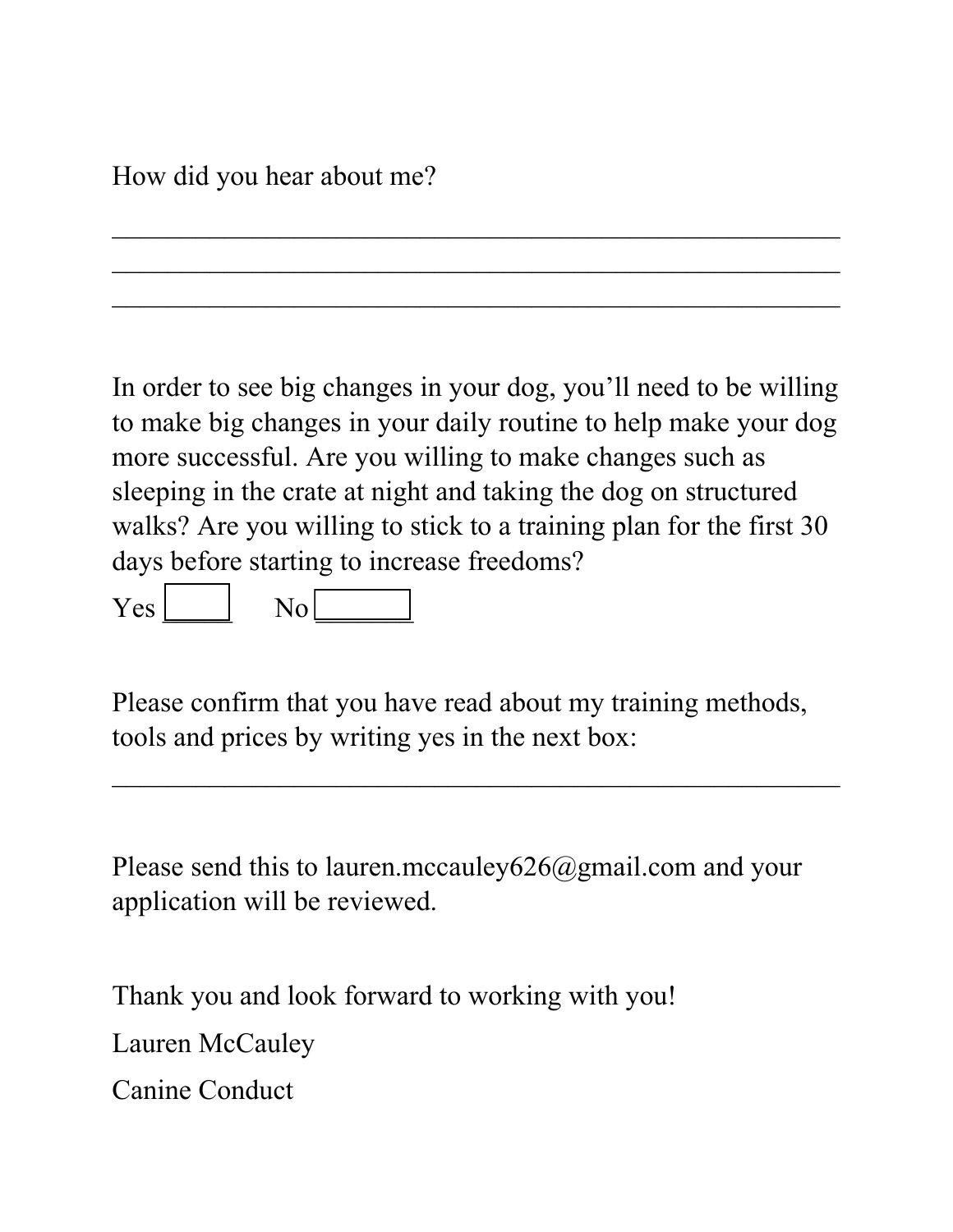How did you hear about me?

\_\_\_\_\_\_\_\_\_\_\_\_\_\_\_\_\_\_\_\_\_\_\_\_\_\_\_\_\_\_\_\_\_\_\_\_\_\_\_\_\_\_\_\_\_\_\_\_\_\_\_\_\_\_\_\_

\_\_\_\_\_\_\_\_\_\_\_\_\_\_\_\_\_\_\_\_\_\_\_\_\_\_\_\_\_\_\_\_\_\_\_\_\_\_\_\_\_\_\_\_\_\_\_\_\_\_\_\_\_\_\_\_

\_\_\_\_\_\_\_\_\_\_\_\_\_\_\_\_\_\_\_\_\_\_\_\_\_\_\_\_\_\_\_\_\_\_\_\_\_\_\_\_\_\_\_\_\_\_\_\_\_\_\_\_\_\_\_\_

In order to see big changes in your dog, you'll need to be willing to make big changes in your daily routine to help make your dog more successful. Are you willing to make changes such as sleeping in the crate at night and taking the dog on structured walks? Are you willing to stick to a training plan for the first 30 days before starting to increase freedoms?

Yes ☐ No ☐

Please confirm that you have read about my training methods, tools and prices by writing yes in the next box:

\_\_\_\_\_\_\_\_\_\_\_\_\_\_\_\_\_\_\_\_\_\_\_\_\_\_\_\_\_\_\_\_\_\_\_\_\_\_\_\_\_\_\_\_\_\_\_\_\_\_\_\_\_\_\_\_

Please send this to lauren.mccauley626@gmail.com and your application will be reviewed.

Thank you and look forward to working with you!

Lauren McCauley

Canine Conduct